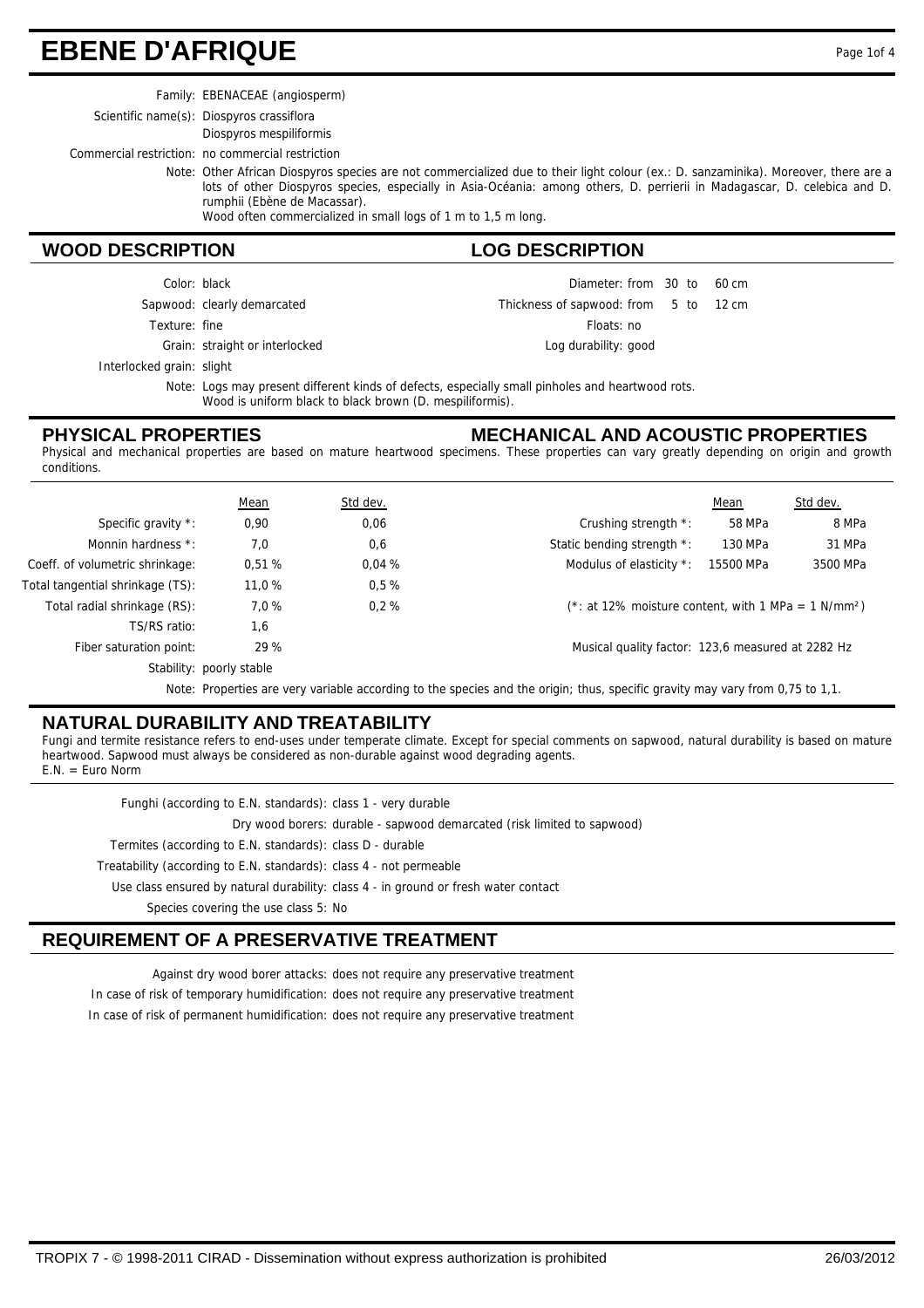# EBENE D'AFRIQUE

Family: EBENACEAE (angiosperm)

Scientific name(s): Diospyros crassiflora
Diospyros mespiliformis

Commercial restriction: no commercial restriction

Note: Other African Diospyros species are not commercialized due to their light colour (ex.: D. sanzaminika). Moreover, there are a lots of other Diospyros species, especially in Asia-Océania: among others, D. perrierii in Madagascar, D. celebica and D. rumphii (Ebène de Macassar).
Wood often commercialized in small logs of 1 m to 1,5 m long.

## WOOD DESCRIPTION

Color: black

Sapwood: clearly demarcated

Texture: fine

Grain: straight or interlocked

Interlocked grain: slight

Note: Logs may present different kinds of defects, especially small pinholes and heartwood rots.
Wood is uniform black to black brown (D. mespiliformis).

## LOG DESCRIPTION

Diameter: from 30 to 60 cm

Thickness of sapwood: from 5 to 12 cm

Floats: no

Log durability: good

## PHYSICAL PROPERTIES

## MECHANICAL AND ACOUSTIC PROPERTIES

Physical and mechanical properties are based on mature heartwood specimens. These properties can vary greatly depending on origin and growth conditions.

| | Mean | Std dev. |
|---|---|---|
| Specific gravity *: | 0,90 | 0,06 |
| Monnin hardness *: | 7,0 | 0,6 |
| Coeff. of volumetric shrinkage: | 0,51 % | 0,04 % |
| Total tangential shrinkage (TS): | 11,0 % | 0,5 % |
| Total radial shrinkage (RS): | 7,0 % | 0,2 % |
| TS/RS ratio: | 1,6 | |
| Fiber saturation point: | 29 % | |

Stability: poorly stable

| | Mean | Std dev. |
|---|---|---|
| Crushing strength *: | 58 MPa | 8 MPa |
| Static bending strength *: | 130 MPa | 31 MPa |
| Modulus of elasticity *: | 15500 MPa | 3500 MPa |

(*: at 12% moisture content, with 1 MPa = 1 N/mm²)

Musical quality factor: 123,6 measured at 2282 Hz

Note: Properties are very variable according to the species and the origin; thus, specific gravity may vary from 0,75 to 1,1.

## NATURAL DURABILITY AND TREATABILITY

Fungi and termite resistance refers to end-uses under temperate climate. Except for special comments on sapwood, natural durability is based on mature heartwood. Sapwood must always be considered as non-durable against wood degrading agents.
E.N. = Euro Norm

Funghi (according to E.N. standards): class 1 - very durable

Dry wood borers: durable - sapwood demarcated (risk limited to sapwood)

Termites (according to E.N. standards): class D - durable

Treatability (according to E.N. standards): class 4 - not permeable

Use class ensured by natural durability: class 4 - in ground or fresh water contact

Species covering the use class 5: No

## REQUIREMENT OF A PRESERVATIVE TREATMENT

Against dry wood borer attacks: does not require any preservative treatment

In case of risk of temporary humidification: does not require any preservative treatment

In case of risk of permanent humidification: does not require any preservative treatment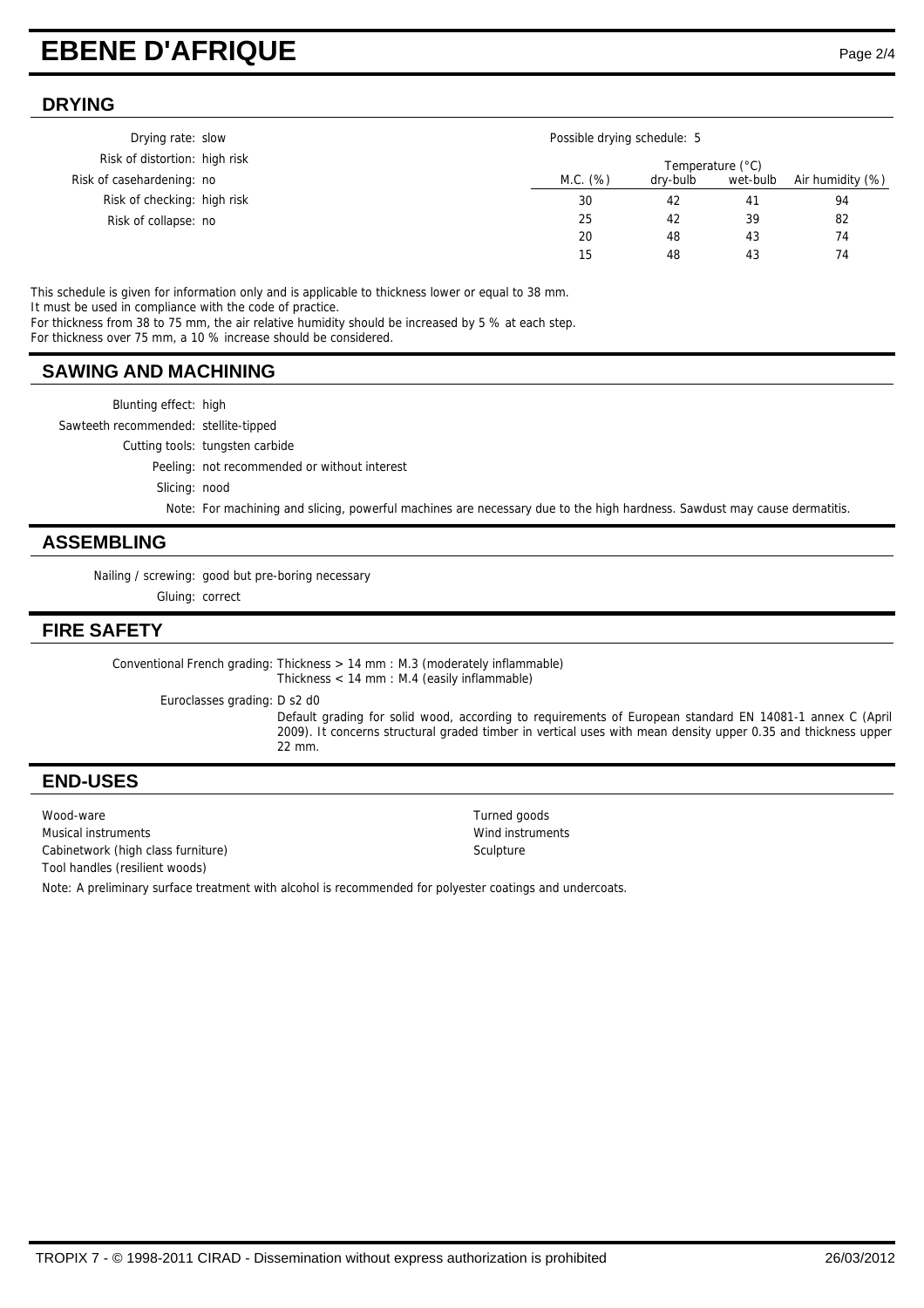# EBENE D'AFRIQUE

## DRYING

Drying rate: slow
Risk of distortion: high risk
Risk of casehardening: no
Risk of checking: high risk
Risk of collapse: no

Possible drying schedule: 5

| M.C. (%) | Temperature (°C) dry-bulb | Temperature (°C) wet-bulb | Air humidity (%) |
|---|---|---|---|
| 30 | 42 | 41 | 94 |
| 25 | 42 | 39 | 82 |
| 20 | 48 | 43 | 74 |
| 15 | 48 | 43 | 74 |

This schedule is given for information only and is applicable to thickness lower or equal to 38 mm.
It must be used in compliance with the code of practice.
For thickness from 38 to 75 mm, the air relative humidity should be increased by 5 % at each step.
For thickness over 75 mm, a 10 % increase should be considered.

## SAWING AND MACHINING

Blunting effect: high
Sawteeth recommended: stellite-tipped
Cutting tools: tungsten carbide
Peeling: not recommended or without interest
Slicing: nood
Note: For machining and slicing, powerful machines are necessary due to the high hardness. Sawdust may cause dermatitis.

## ASSEMBLING

Nailing / screwing: good but pre-boring necessary
Gluing: correct

## FIRE SAFETY

Conventional French grading: Thickness > 14 mm : M.3 (moderately inflammable)
Thickness < 14 mm : M.4 (easily inflammable)

Euroclasses grading: D s2 d0
Default grading for solid wood, according to requirements of European standard EN 14081-1 annex C (April 2009). It concerns structural graded timber in vertical uses with mean density upper 0.35 and thickness upper 22 mm.

## END-USES

- Wood-ware
- Musical instruments
- Cabinetwork (high class furniture)
- Tool handles (resilient woods)
- Turned goods
- Wind instruments
- Sculpture

Note: A preliminary surface treatment with alcohol is recommended for polyester coatings and undercoats.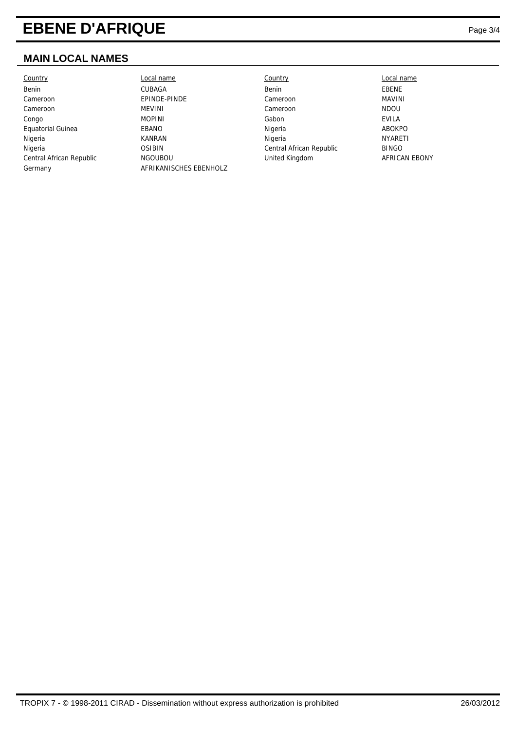## MAIN LOCAL NAMES

| Country | Local name | Country | Local name |
|---|---|---|---|
| Benin | CUBAGA | Benin | EBENE |
| Cameroon | EPINDE-PINDE | Cameroon | MAVINI |
| Cameroon | MEVINI | Cameroon | NDOU |
| Congo | MOPINI | Gabon | EVILA |
| Equatorial Guinea | EBANO | Nigeria | ABOKPO |
| Nigeria | KANRAN | Nigeria | NYARETI |
| Nigeria | OSIBIN | Central African Republic | BINGO |
| Central African Republic | NGOUBOU | United Kingdom | AFRICAN EBONY |
| Germany | AFRIKANISCHES EBENHOLZ | | |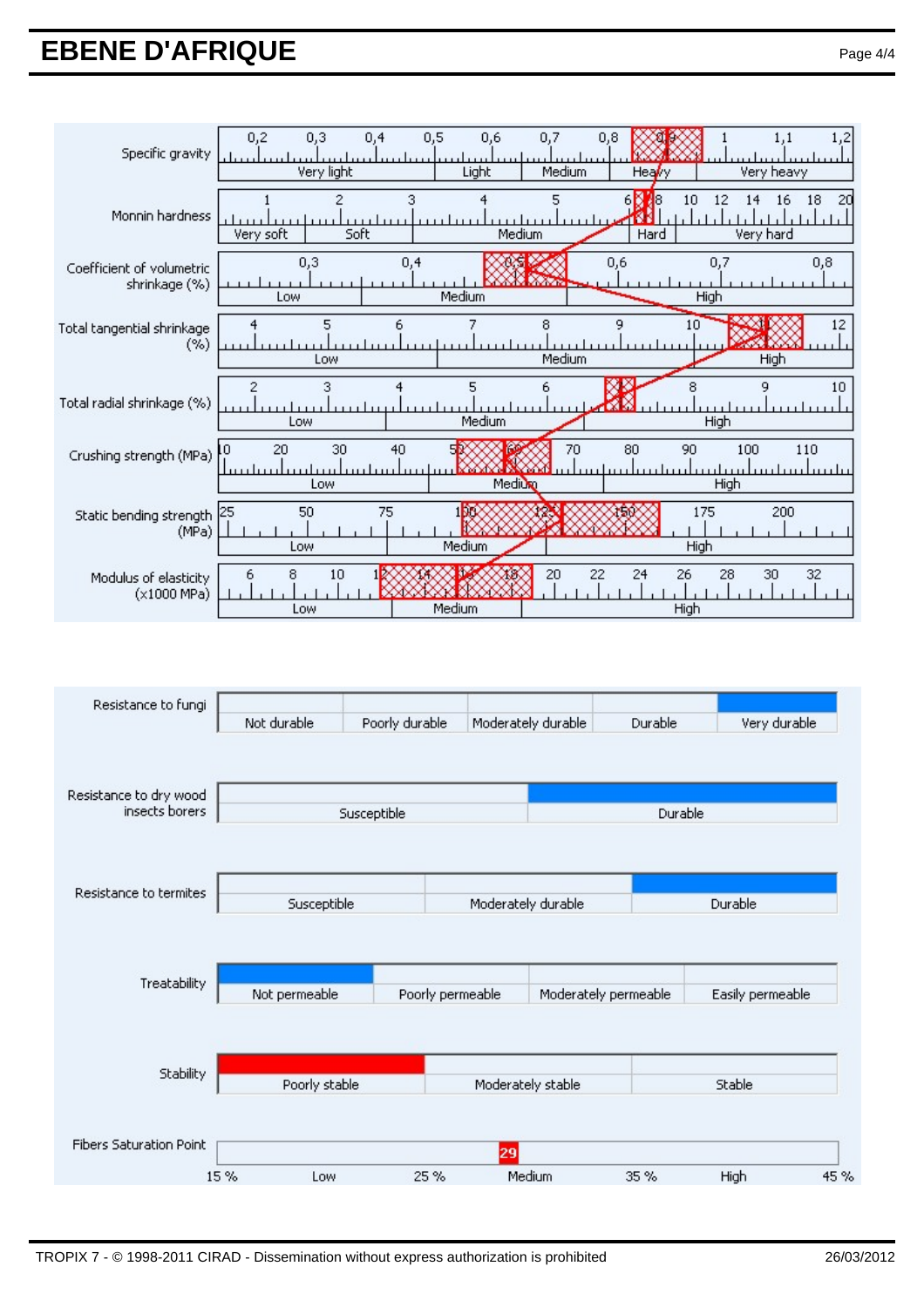# EBENE D'AFRIQUE

Specific gravity
0,2 0,3 0,4 0,5 0,6 0,7 0,8 0,9 1 1,1 1,2
Very light | Light | Medium | Heavy | Very heavy

Monnin hardness
1 2 3 4 5 6 7 8 10 12 14 16 18 20
Very soft | Soft | Medium | Hard | Very hard

Coefficient of volumetric shrinkage (%)
0,3 0,4 0,5 0,6 0,7 0,8
Low | Medium | High

Total tangential shrinkage (%)
4 5 6 7 8 9 10 11 12
Low | Medium | High

Total radial shrinkage (%)
2 3 4 5 6 7 8 9 10
Low | Medium | High

Crushing strength (MPa)
10 20 30 40 50 60 70 80 90 100 110
Low | Medium | High

Static bending strength (MPa)
25 50 75 100 125 150 175 200
Low | Medium | High

Modulus of elasticity (x1000 MPa)
6 8 10 12 14 16 18 20 22 24 26 28 30 32
Low | Medium | High

Resistance to fungi
Not durable | Poorly durable | Moderately durable | Durable | Very durable

Resistance to dry wood insects borers
Susceptible | Durable

Resistance to termites
Susceptible | Moderately durable | Durable

Treatability
Not permeable | Poorly permeable | Moderately permeable | Easily permeable

Stability
Poorly stable | Moderately stable | Stable

Fibers Saturation Point
29
15 % Low 25 % Medium 35 % High 45 %

TROPIX 7 - © 1998-2011 CIRAD - Dissemination without express authorization is prohibited

26/03/2012